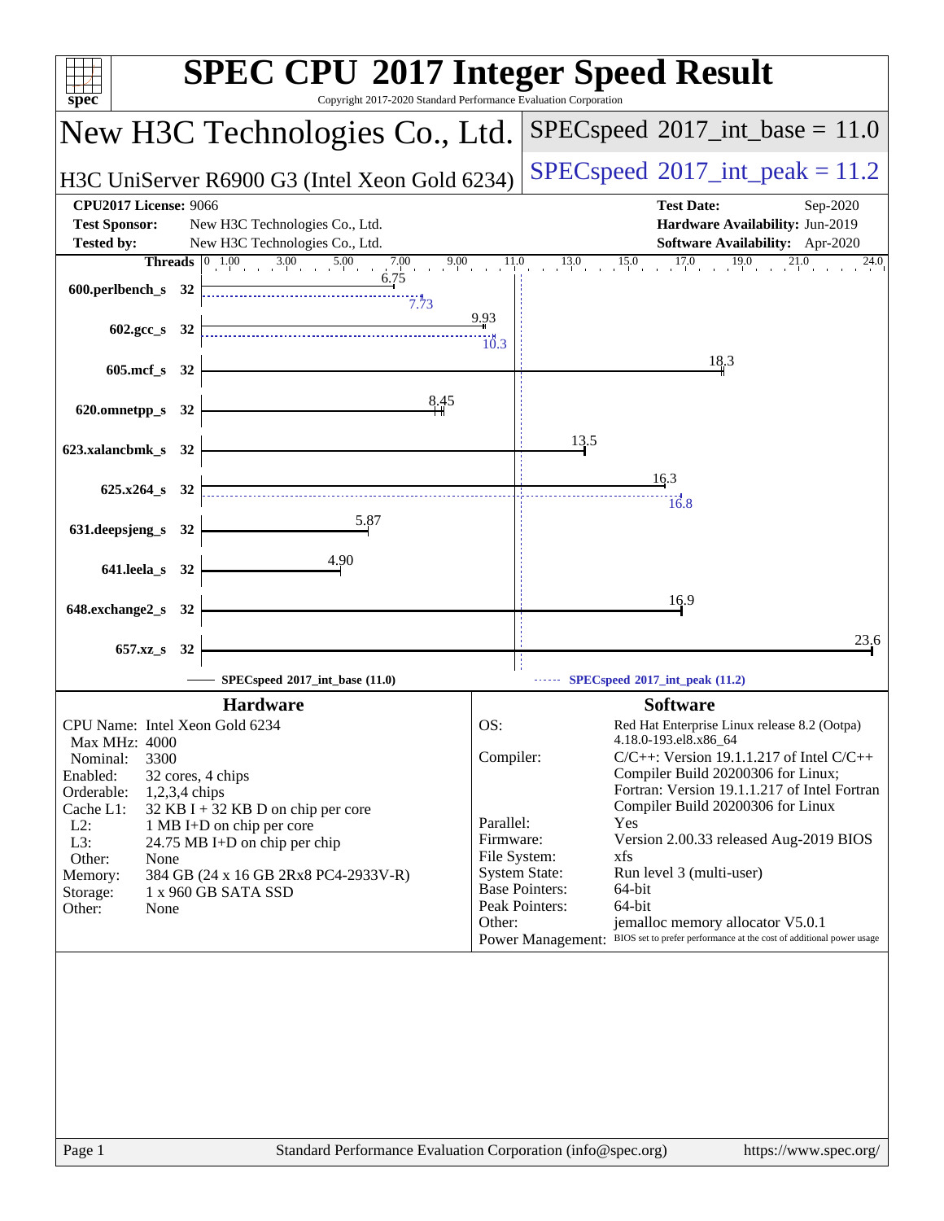# SPEC CPU 2017 Integer Speed Result

Copyright 2017-2020 Standard Performance Evaluation Corporation

## New H3C Technologies Co., Ltd.

**SPECspeed 2017_int_base = 11.0**

H3C UniServer R6900 G3 (Intel Xeon Gold 6234)

**SPECspeed 2017_int_peak = 11.2**

| | | | |
|---|---|---|---|
| **CPU2017 License:** | 9066 | **Test Date:** | Sep-2020 |
| **Test Sponsor:** | New H3C Technologies Co., Ltd. | **Hardware Availability:** | Jun-2019 |
| **Tested by:** | New H3C Technologies Co., Ltd. | **Software Availability:** | Apr-2020 |

| Benchmark | Threads | Base | Peak |
|---|---|---|---|
| 600.perlbench_s | 32 | 6.75 | 7.73 |
| 602.gcc_s | 32 | 9.93 | 10.3 |
| 605.mcf_s | 32 | 18.3 | |
| 620.omnetpp_s | 32 | 8.45 | |
| 623.xalancbmk_s | 32 | 13.5 | |
| 625.x264_s | 32 | 16.3 | 16.8 |
| 631.deepsjeng_s | 32 | 5.87 | |
| 641.leela_s | 32 | 4.90 | |
| 648.exchange2_s | 32 | 16.9 | |
| 657.xz_s | 32 | 23.6 | |

SPECspeed 2017_int_base (11.0) — SPECspeed 2017_int_peak (11.2)

### Hardware

- CPU Name: Intel Xeon Gold 6234
- Max MHz: 4000
- Nominal: 3300
- Enabled: 32 cores, 4 chips
- Orderable: 1,2,3,4 chips
- Cache L1: 32 KB I + 32 KB D on chip per core
- L2: 1 MB I+D on chip per core
- L3: 24.75 MB I+D on chip per chip
- Other: None
- Memory: 384 GB (24 x 16 GB 2Rx8 PC4-2933V-R)
- Storage: 1 x 960 GB SATA SSD
- Other: None

### Software

- OS: Red Hat Enterprise Linux release 8.2 (Ootpa) 4.18.0-193.el8.x86_64
- Compiler: C/C++: Version 19.1.1.217 of Intel C/C++ Compiler Build 20200306 for Linux; Fortran: Version 19.1.1.217 of Intel Fortran Compiler Build 20200306 for Linux
- Parallel: Yes
- Firmware: Version 2.00.33 released Aug-2019 BIOS
- File System: xfs
- System State: Run level 3 (multi-user)
- Base Pointers: 64-bit
- Peak Pointers: 64-bit
- Other: jemalloc memory allocator V5.0.1
- Power Management: BIOS set to prefer performance at the cost of additional power usage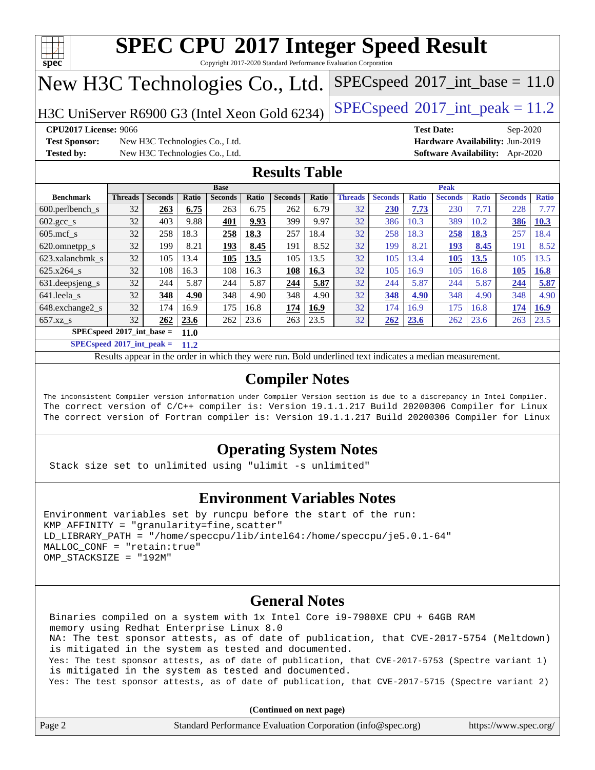# SPEC CPU 2017 Integer Speed Result

Copyright 2017-2020 Standard Performance Evaluation Corporation

## New H3C Technologies Co., Ltd.

H3C UniServer R6900 G3 (Intel Xeon Gold 6234)

SPECspeed 2017_int_base = 11.0

SPECspeed 2017_int_peak = 11.2

**CPU2017 License:** 9066
**Test Sponsor:** New H3C Technologies Co., Ltd.
**Tested by:** New H3C Technologies Co., Ltd.

**Test Date:** Sep-2020
**Hardware Availability:** Jun-2019
**Software Availability:** Apr-2020

## Results Table

| Benchmark | Base | | | | | | | Peak | | | | | | |
|---|---|---|---|---|---|---|---|---|---|---|---|---|---|---|
| | Threads | Seconds | Ratio | Seconds | Ratio | Seconds | Ratio | Threads | Seconds | Ratio | Seconds | Ratio | Seconds | Ratio |
| 600.perlbench_s | 32 | **263** | **6.75** | 263 | 6.75 | 262 | 6.79 | 32 | **230** | **7.73** | 230 | 7.71 | 228 | 7.77 |
| 602.gcc_s | 32 | 403 | 9.88 | **401** | **9.93** | 399 | 9.97 | 32 | 386 | 10.3 | 389 | 10.2 | **386** | **10.3** |
| 605.mcf_s | 32 | 258 | 18.3 | **258** | **18.3** | 257 | 18.4 | 32 | 258 | 18.3 | **258** | **18.3** | 257 | 18.4 |
| 620.omnetpp_s | 32 | 199 | 8.21 | **193** | **8.45** | 191 | 8.52 | 32 | 199 | 8.21 | **193** | **8.45** | 191 | 8.52 |
| 623.xalancbmk_s | 32 | 105 | 13.4 | **105** | **13.5** | 105 | 13.5 | 32 | 105 | 13.4 | **105** | **13.5** | 105 | 13.5 |
| 625.x264_s | 32 | 108 | 16.3 | 108 | 16.3 | **108** | **16.3** | 32 | 105 | 16.9 | 105 | 16.8 | **105** | **16.8** |
| 631.deepsjeng_s | 32 | 244 | 5.87 | 244 | 5.87 | **244** | **5.87** | 32 | 244 | 5.87 | 244 | 5.87 | **244** | **5.87** |
| 641.leela_s | 32 | **348** | **4.90** | 348 | 4.90 | 348 | 4.90 | 32 | **348** | **4.90** | 348 | 4.90 | 348 | 4.90 |
| 648.exchange2_s | 32 | 174 | 16.9 | 175 | 16.8 | **174** | **16.9** | 32 | 174 | 16.9 | 175 | 16.8 | **174** | **16.9** |
| 657.xz_s | 32 | **262** | **23.6** | 262 | 23.6 | 263 | 23.5 | 32 | **262** | **23.6** | 262 | 23.6 | 263 | 23.5 |

**SPECspeed 2017_int_base = 11.0**

**SPECspeed 2017_int_peak = 11.2**

Results appear in the order in which they were run. Bold underlined text indicates a median measurement.

## Compiler Notes

```
The inconsistent Compiler version information under Compiler Version section is due to a discrepancy in Intel Compiler.
The correct version of C/C++ compiler is: Version 19.1.1.217 Build 20200306 Compiler for Linux
The correct version of Fortran compiler is: Version 19.1.1.217 Build 20200306 Compiler for Linux
```

## Operating System Notes

```
Stack size set to unlimited using "ulimit -s unlimited"
```

## Environment Variables Notes

```
Environment variables set by runcpu before the start of the run:
KMP_AFFINITY = "granularity=fine,scatter"
LD_LIBRARY_PATH = "/home/speccpu/lib/intel64:/home/speccpu/je5.0.1-64"
MALLOC_CONF = "retain:true"
OMP_STACKSIZE = "192M"
```

## General Notes

```
Binaries compiled on a system with 1x Intel Core i9-7980XE CPU + 64GB RAM
memory using Redhat Enterprise Linux 8.0
NA: The test sponsor attests, as of date of publication, that CVE-2017-5754 (Meltdown)
is mitigated in the system as tested and documented.
Yes: The test sponsor attests, as of date of publication, that CVE-2017-5753 (Spectre variant 1)
is mitigated in the system as tested and documented.
Yes: The test sponsor attests, as of date of publication, that CVE-2017-5715 (Spectre variant 2)
```

**(Continued on next page)**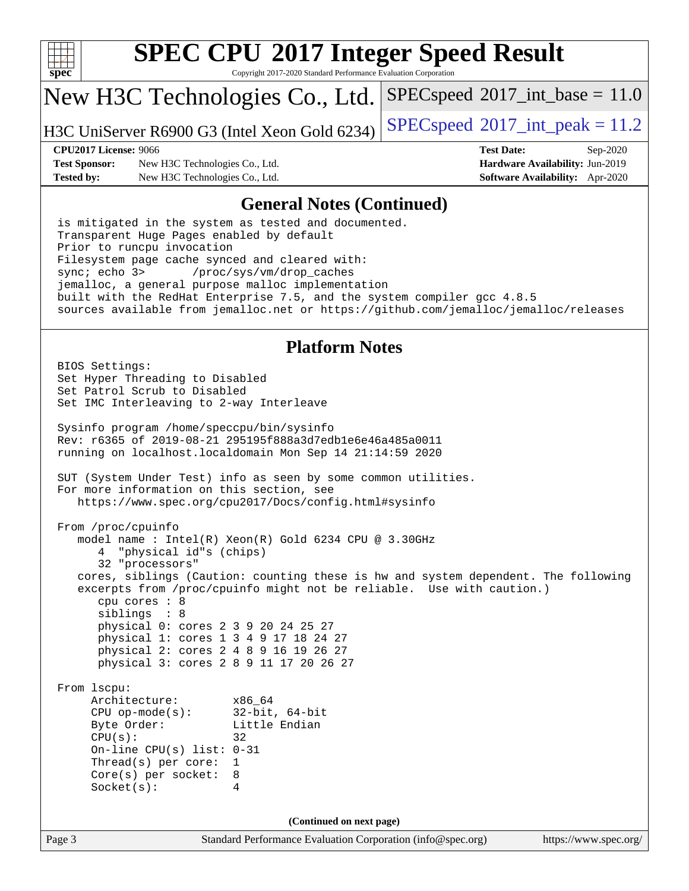# SPEC CPU 2017 Integer Speed Result

Copyright 2017-2020 Standard Performance Evaluation Corporation

## New H3C Technologies Co., Ltd.

H3C UniServer R6900 G3 (Intel Xeon Gold 6234)

SPECspeed 2017_int_base = 11.0

SPECspeed 2017_int_peak = 11.2

**CPU2017 License:** 9066
**Test Sponsor:** New H3C Technologies Co., Ltd.
**Tested by:** New H3C Technologies Co., Ltd.

**Test Date:** Sep-2020
**Hardware Availability:** Jun-2019
**Software Availability:** Apr-2020

## General Notes (Continued)

```
is mitigated in the system as tested and documented.
Transparent Huge Pages enabled by default
Prior to runcpu invocation
Filesystem page cache synced and cleared with:
sync; echo 3>       /proc/sys/vm/drop_caches
jemalloc, a general purpose malloc implementation
built with the RedHat Enterprise 7.5, and the system compiler gcc 4.8.5
sources available from jemalloc.net or https://github.com/jemalloc/jemalloc/releases
```

## Platform Notes

```
BIOS Settings:
Set Hyper Threading to Disabled
Set Patrol Scrub to Disabled
Set IMC Interleaving to 2-way Interleave

Sysinfo program /home/speccpu/bin/sysinfo
Rev: r6365 of 2019-08-21 295195f888a3d7edb1e6e46a485a0011
running on localhost.localdomain Mon Sep 14 21:14:59 2020

SUT (System Under Test) info as seen by some common utilities.
For more information on this section, see
   https://www.spec.org/cpu2017/Docs/config.html#sysinfo

From /proc/cpuinfo
   model name : Intel(R) Xeon(R) Gold 6234 CPU @ 3.30GHz
      4  "physical id"s (chips)
      32 "processors"
   cores, siblings (Caution: counting these is hw and system dependent. The following
   excerpts from /proc/cpuinfo might not be reliable.  Use with caution.)
      cpu cores : 8
      siblings  : 8
      physical 0: cores 2 3 9 20 24 25 27
      physical 1: cores 1 3 4 9 17 18 24 27
      physical 2: cores 2 4 8 9 16 19 26 27
      physical 3: cores 2 8 9 11 17 20 26 27

From lscpu:
     Architecture:        x86_64
     CPU op-mode(s):      32-bit, 64-bit
     Byte Order:          Little Endian
     CPU(s):              32
     On-line CPU(s) list: 0-31
     Thread(s) per core:  1
     Core(s) per socket:  8
     Socket(s):           4
```

(Continued on next page)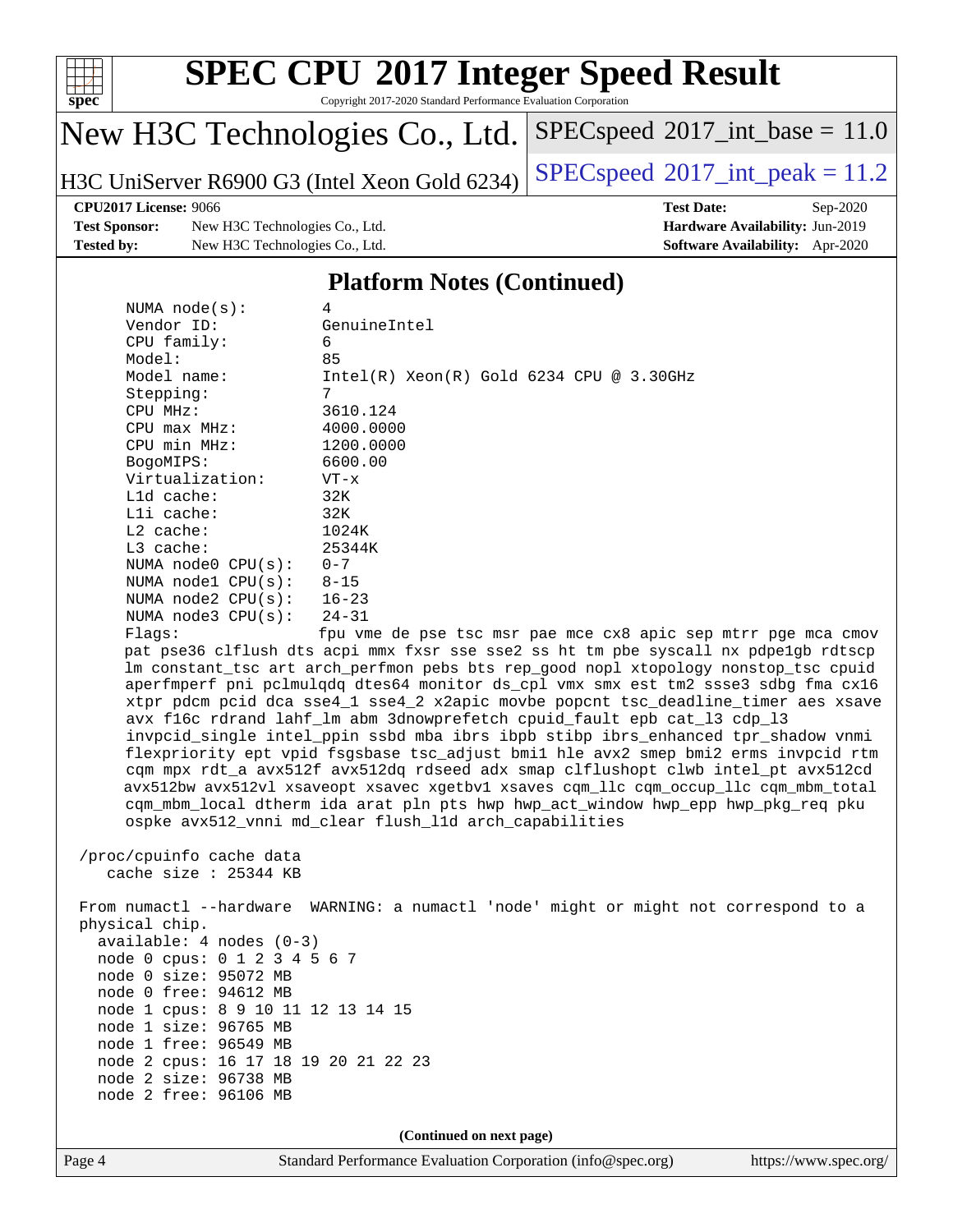## Platform Notes (Continued)

```
NUMA node(s):          4
Vendor ID:             GenuineIntel
CPU family:            6
Model:                 85
Model name:            Intel(R) Xeon(R) Gold 6234 CPU @ 3.30GHz
Stepping:              7
CPU MHz:               3610.124
CPU max MHz:           4000.0000
CPU min MHz:           1200.0000
BogoMIPS:              6600.00
Virtualization:        VT-x
L1d cache:             32K
L1i cache:             32K
L2 cache:              1024K
L3 cache:              25344K
NUMA node0 CPU(s):     0-7
NUMA node1 CPU(s):     8-15
NUMA node2 CPU(s):     16-23
NUMA node3 CPU(s):     24-31
Flags:                 fpu vme de pse tsc msr pae mce cx8 apic sep mtrr pge mca cmov
pat pse36 clflush dts acpi mmx fxsr sse sse2 ss ht tm pbe syscall nx pdpe1gb rdtscp
lm constant_tsc art arch_perfmon pebs bts rep_good nopl xtopology nonstop_tsc cpuid
aperfmperf pni pclmulqdq dtes64 monitor ds_cpl vmx smx est tm2 ssse3 sdbg fma cx16
xtpr pdcm pcid dca sse4_1 sse4_2 x2apic movbe popcnt tsc_deadline_timer aes xsave
avx f16c rdrand lahf_lm abm 3dnowprefetch cpuid_fault epb cat_l3 cdp_l3
invpcid_single intel_ppin ssbd mba ibrs ibpb stibp ibrs_enhanced tpr_shadow vnmi
flexpriority ept vpid fsgsbase tsc_adjust bmi1 hle avx2 smep bmi2 erms invpcid rtm
cqm mpx rdt_a avx512f avx512dq rdseed adx smap clflushopt clwb intel_pt avx512cd
avx512bw avx512vl xsaveopt xsavec xgetbv1 xsaves cqm_llc cqm_occup_llc cqm_mbm_total
cqm_mbm_local dtherm ida arat pln pts hwp hwp_act_window hwp_epp hwp_pkg_req pku
ospke avx512_vnni md_clear flush_l1d arch_capabilities

/proc/cpuinfo cache data
   cache size : 25344 KB

From numactl --hardware  WARNING: a numactl 'node' might or might not correspond to a
physical chip.
  available: 4 nodes (0-3)
  node 0 cpus: 0 1 2 3 4 5 6 7
  node 0 size: 95072 MB
  node 0 free: 94612 MB
  node 1 cpus: 8 9 10 11 12 13 14 15
  node 1 size: 96765 MB
  node 1 free: 96549 MB
  node 2 cpus: 16 17 18 19 20 21 22 23
  node 2 size: 96738 MB
  node 2 free: 96106 MB
```

**(Continued on next page)**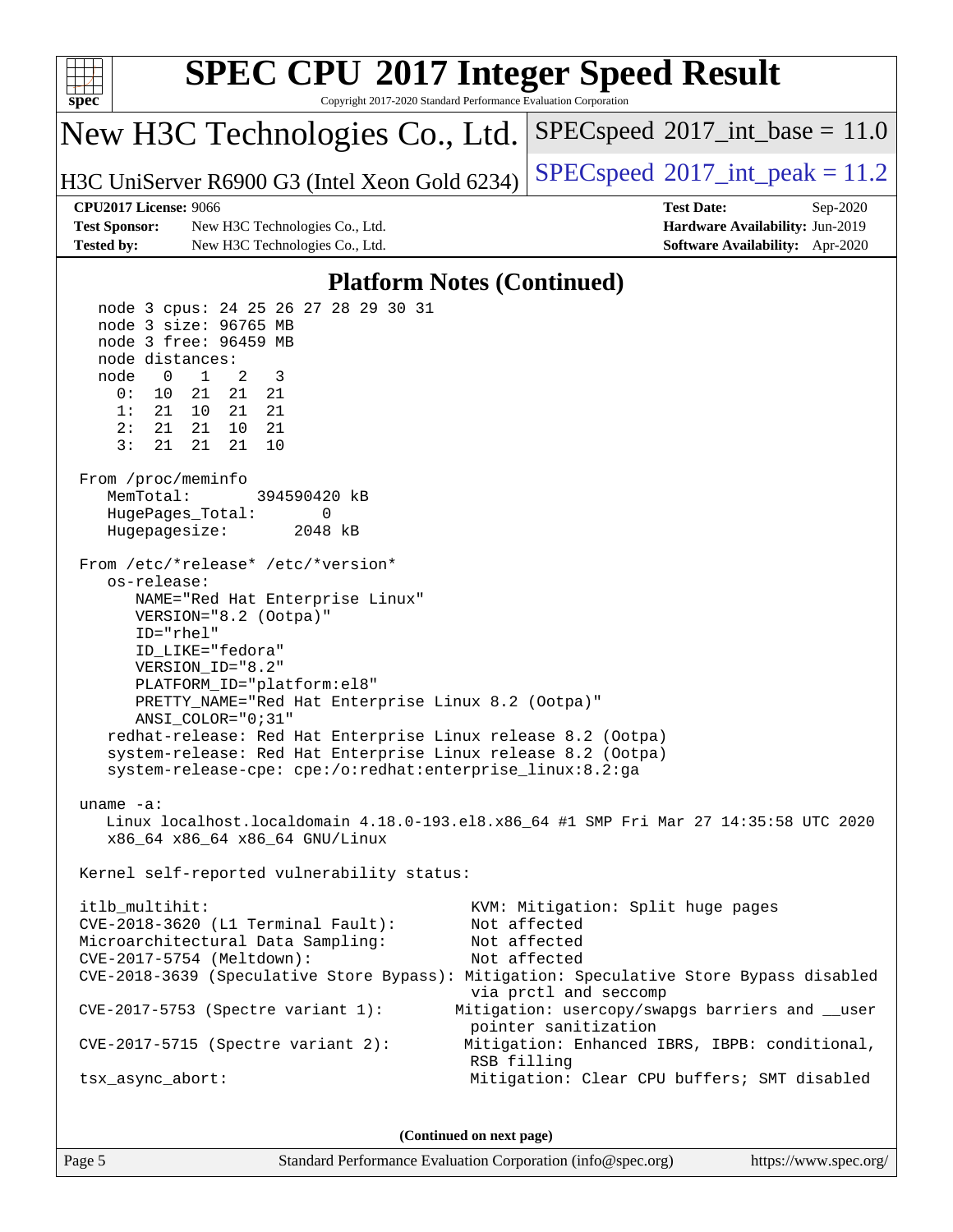# SPEC CPU 2017 Integer Speed Result

Copyright 2017-2020 Standard Performance Evaluation Corporation

**New H3C Technologies Co., Ltd.**

**H3C UniServer R6900 G3 (Intel Xeon Gold 6234)**

SPECspeed 2017_int_base = 11.0

SPECspeed 2017_int_peak = 11.2

| | | | |
|---|---|---|---|
| **CPU2017 License:** | 9066 | **Test Date:** | Sep-2020 |
| **Test Sponsor:** | New H3C Technologies Co., Ltd. | **Hardware Availability:** | Jun-2019 |
| **Tested by:** | New H3C Technologies Co., Ltd. | **Software Availability:** | Apr-2020 |

## Platform Notes (Continued)

```
    node 3 cpus: 24 25 26 27 28 29 30 31
    node 3 size: 96765 MB
    node 3 free: 96459 MB
    node distances:
    node   0   1   2   3
      0:  10  21  21  21
      1:  21  10  21  21
      2:  21  21  10  21
      3:  21  21  21  10

 From /proc/meminfo
     MemTotal:       394590420 kB
     HugePages_Total:       0
     Hugepagesize:       2048 kB

 From /etc/*release* /etc/*version*
     os-release:
        NAME="Red Hat Enterprise Linux"
        VERSION="8.2 (Ootpa)"
        ID="rhel"
        ID_LIKE="fedora"
        VERSION_ID="8.2"
        PLATFORM_ID="platform:el8"
        PRETTY_NAME="Red Hat Enterprise Linux 8.2 (Ootpa)"
        ANSI_COLOR="0;31"
     redhat-release: Red Hat Enterprise Linux release 8.2 (Ootpa)
     system-release: Red Hat Enterprise Linux release 8.2 (Ootpa)
     system-release-cpe: cpe:/o:redhat:enterprise_linux:8.2:ga

 uname -a:
     Linux localhost.localdomain 4.18.0-193.el8.x86_64 #1 SMP Fri Mar 27 14:35:58 UTC 2020
     x86_64 x86_64 x86_64 GNU/Linux

 Kernel self-reported vulnerability status:

 itlb_multihit:                                   KVM: Mitigation: Split huge pages
 CVE-2018-3620 (L1 Terminal Fault):               Not affected
 Microarchitectural Data Sampling:                Not affected
 CVE-2017-5754 (Meltdown):                        Not affected
 CVE-2018-3639 (Speculative Store Bypass): Mitigation: Speculative Store Bypass disabled
                                                  via prctl and seccomp
 CVE-2017-5753 (Spectre variant 1):             Mitigation: usercopy/swapgs barriers and __user
                                                  pointer sanitization
 CVE-2017-5715 (Spectre variant 2):              Mitigation: Enhanced IBRS, IBPB: conditional,
                                                  RSB filling
 tsx_async_abort:                                 Mitigation: Clear CPU buffers; SMT disabled
```

**(Continued on next page)**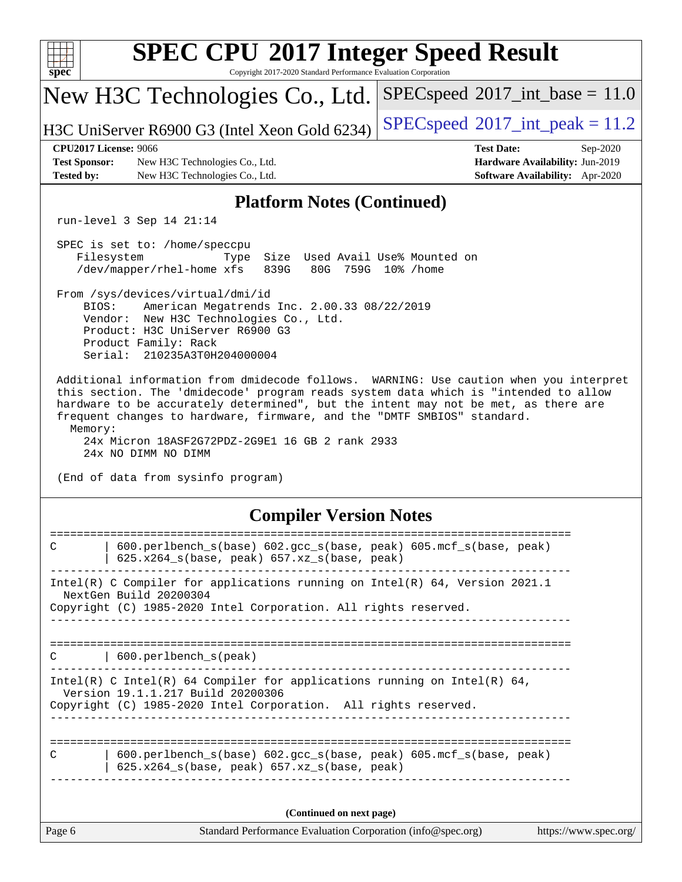# SPEC CPU 2017 Integer Speed Result

Copyright 2017-2020 Standard Performance Evaluation Corporation

## New H3C Technologies Co., Ltd.

H3C UniServer R6900 G3 (Intel Xeon Gold 6234)

SPECspeed 2017_int_base = 11.0

SPECspeed 2017_int_peak = 11.2

**CPU2017 License:** 9066
**Test Sponsor:** New H3C Technologies Co., Ltd.
**Tested by:** New H3C Technologies Co., Ltd.

**Test Date:** Sep-2020
**Hardware Availability:** Jun-2019
**Software Availability:** Apr-2020

## Platform Notes (Continued)

```
run-level 3 Sep 14 21:14

SPEC is set to: /home/speccpu
   Filesystem            Type  Size  Used Avail Use% Mounted on
   /dev/mapper/rhel-home xfs   839G   80G  759G  10% /home

From /sys/devices/virtual/dmi/id
    BIOS:    American Megatrends Inc. 2.00.33 08/22/2019
    Vendor:  New H3C Technologies Co., Ltd.
    Product: H3C UniServer R6900 G3
    Product Family: Rack
    Serial:  210235A3T0H204000004

Additional information from dmidecode follows.  WARNING: Use caution when you interpret
this section. The 'dmidecode' program reads system data which is "intended to allow
hardware to be accurately determined", but the intent may not be met, as there are
frequent changes to hardware, firmware, and the "DMTF SMBIOS" standard.
  Memory:
    24x Micron 18ASF2G72PDZ-2G9E1 16 GB 2 rank 2933
    24x NO DIMM NO DIMM

(End of data from sysinfo program)
```

## Compiler Version Notes

```
==============================================================================
C       | 600.perlbench_s(base) 602.gcc_s(base, peak) 605.mcf_s(base, peak)
        | 625.x264_s(base, peak) 657.xz_s(base, peak)
------------------------------------------------------------------------------
Intel(R) C Compiler for applications running on Intel(R) 64, Version 2021.1
  NextGen Build 20200304
Copyright (C) 1985-2020 Intel Corporation. All rights reserved.
------------------------------------------------------------------------------

==============================================================================
C       | 600.perlbench_s(peak)
------------------------------------------------------------------------------
Intel(R) C Intel(R) 64 Compiler for applications running on Intel(R) 64,
  Version 19.1.1.217 Build 20200306
Copyright (C) 1985-2020 Intel Corporation.  All rights reserved.
------------------------------------------------------------------------------

==============================================================================
C       | 600.perlbench_s(base) 602.gcc_s(base, peak) 605.mcf_s(base, peak)
        | 625.x264_s(base, peak) 657.xz_s(base, peak)
------------------------------------------------------------------------------
```

(Continued on next page)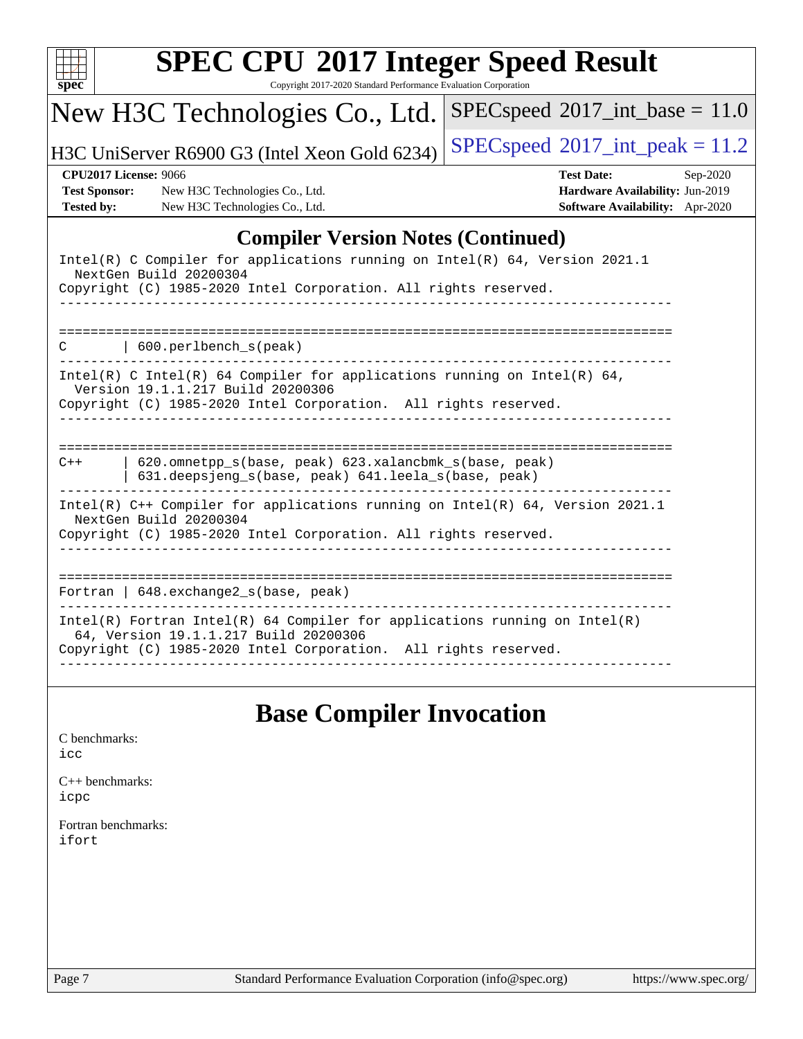## Compiler Version Notes (Continued)

```
Intel(R) C Compiler for applications running on Intel(R) 64, Version 2021.1
  NextGen Build 20200304
Copyright (C) 1985-2020 Intel Corporation. All rights reserved.
------------------------------------------------------------------------------

==============================================================================
C       | 600.perlbench_s(peak)
------------------------------------------------------------------------------
Intel(R) C Intel(R) 64 Compiler for applications running on Intel(R) 64,
  Version 19.1.1.217 Build 20200306
Copyright (C) 1985-2020 Intel Corporation.  All rights reserved.
------------------------------------------------------------------------------

==============================================================================
C++     | 620.omnetpp_s(base, peak) 623.xalancbmk_s(base, peak)
        | 631.deepsjeng_s(base, peak) 641.leela_s(base, peak)
------------------------------------------------------------------------------
Intel(R) C++ Compiler for applications running on Intel(R) 64, Version 2021.1
  NextGen Build 20200304
Copyright (C) 1985-2020 Intel Corporation. All rights reserved.
------------------------------------------------------------------------------

==============================================================================
Fortran | 648.exchange2_s(base, peak)
------------------------------------------------------------------------------
Intel(R) Fortran Intel(R) 64 Compiler for applications running on Intel(R)
  64, Version 19.1.1.217 Build 20200306
Copyright (C) 1985-2020 Intel Corporation.  All rights reserved.
------------------------------------------------------------------------------
```

## Base Compiler Invocation

C benchmarks:
icc

C++ benchmarks:
icpc

Fortran benchmarks:
ifort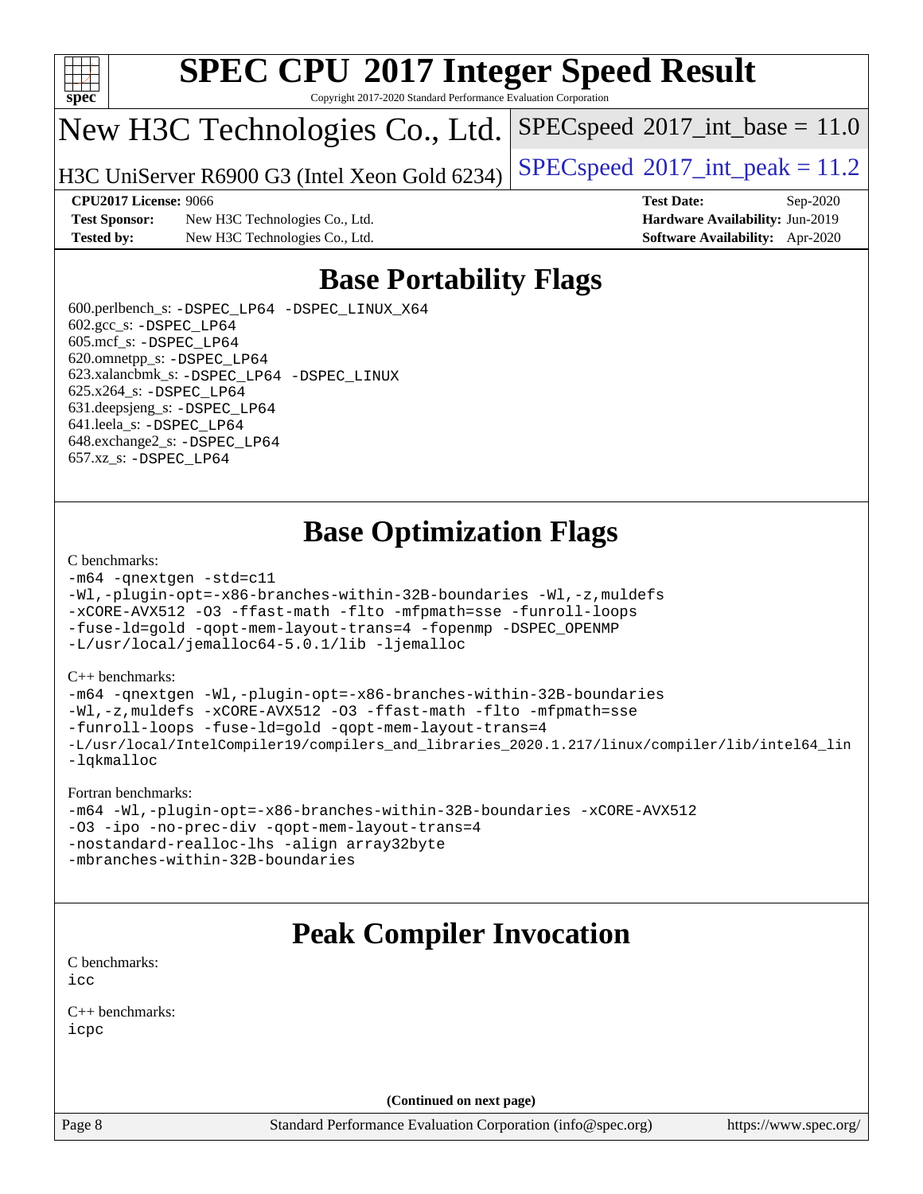# SPEC CPU 2017 Integer Speed Result

Copyright 2017-2020 Standard Performance Evaluation Corporation

## New H3C Technologies Co., Ltd.

H3C UniServer R6900 G3 (Intel Xeon Gold 6234)

SPECspeed 2017_int_base = 11.0

SPECspeed 2017_int_peak = 11.2

**CPU2017 License:** 9066
**Test Sponsor:** New H3C Technologies Co., Ltd.
**Tested by:** New H3C Technologies Co., Ltd.

**Test Date:** Sep-2020
**Hardware Availability:** Jun-2019
**Software Availability:** Apr-2020

## Base Portability Flags

600.perlbench_s: -DSPEC_LP64 -DSPEC_LINUX_X64
602.gcc_s: -DSPEC_LP64
605.mcf_s: -DSPEC_LP64
620.omnetpp_s: -DSPEC_LP64
623.xalancbmk_s: -DSPEC_LP64 -DSPEC_LINUX
625.x264_s: -DSPEC_LP64
631.deepsjeng_s: -DSPEC_LP64
641.leela_s: -DSPEC_LP64
648.exchange2_s: -DSPEC_LP64
657.xz_s: -DSPEC_LP64

## Base Optimization Flags

C benchmarks:
-m64 -qnextgen -std=c11
-Wl,-plugin-opt=-x86-branches-within-32B-boundaries -Wl,-z,muldefs
-xCORE-AVX512 -O3 -ffast-math -flto -mfpmath=sse -funroll-loops
-fuse-ld=gold -qopt-mem-layout-trans=4 -fopenmp -DSPEC_OPENMP
-L/usr/local/jemalloc64-5.0.1/lib -ljemalloc

C++ benchmarks:
-m64 -qnextgen -Wl,-plugin-opt=-x86-branches-within-32B-boundaries
-Wl,-z,muldefs -xCORE-AVX512 -O3 -ffast-math -flto -mfpmath=sse
-funroll-loops -fuse-ld=gold -qopt-mem-layout-trans=4
-L/usr/local/IntelCompiler19/compilers_and_libraries_2020.1.217/linux/compiler/lib/intel64_lin
-lqkmalloc

Fortran benchmarks:
-m64 -Wl,-plugin-opt=-x86-branches-within-32B-boundaries -xCORE-AVX512
-O3 -ipo -no-prec-div -qopt-mem-layout-trans=4
-nostandard-realloc-lhs -align array32byte
-mbranches-within-32B-boundaries

## Peak Compiler Invocation

C benchmarks:
icc

C++ benchmarks:
icpc

**(Continued on next page)**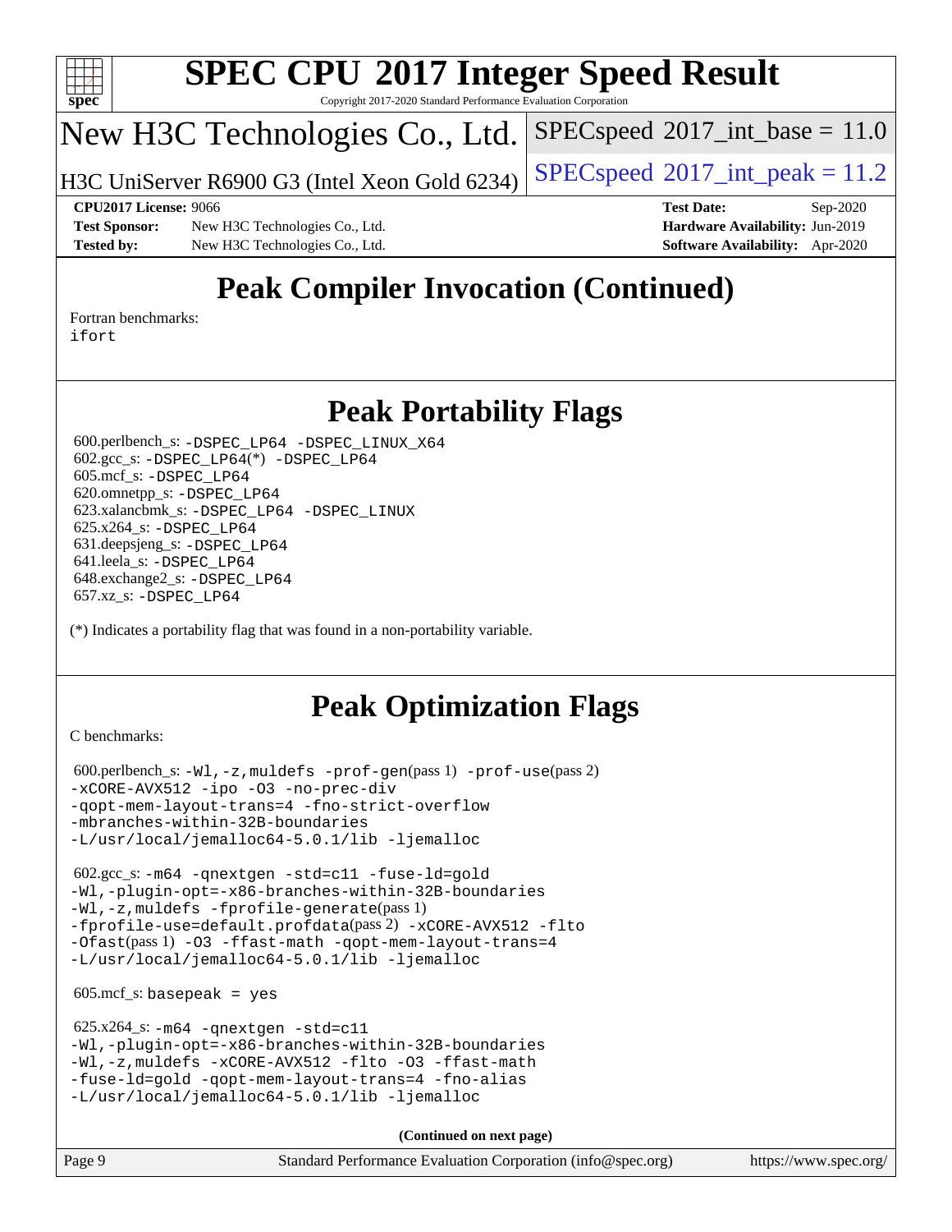## Peak Compiler Invocation (Continued)

Fortran benchmarks:
ifort

## Peak Portability Flags

600.perlbench_s: -DSPEC_LP64 -DSPEC_LINUX_X64
602.gcc_s: -DSPEC_LP64(*) -DSPEC_LP64
605.mcf_s: -DSPEC_LP64
620.omnetpp_s: -DSPEC_LP64
623.xalancbmk_s: -DSPEC_LP64 -DSPEC_LINUX
625.x264_s: -DSPEC_LP64
631.deepsjeng_s: -DSPEC_LP64
641.leela_s: -DSPEC_LP64
648.exchange2_s: -DSPEC_LP64
657.xz_s: -DSPEC_LP64

(*) Indicates a portability flag that was found in a non-portability variable.

## Peak Optimization Flags

C benchmarks:

600.perlbench_s: -Wl,-z,muldefs -prof-gen(pass 1) -prof-use(pass 2)
-xCORE-AVX512 -ipo -O3 -no-prec-div
-qopt-mem-layout-trans=4 -fno-strict-overflow
-mbranches-within-32B-boundaries
-L/usr/local/jemalloc64-5.0.1/lib -ljemalloc

602.gcc_s: -m64 -qnextgen -std=c11 -fuse-ld=gold
-Wl,-plugin-opt=-x86-branches-within-32B-boundaries
-Wl,-z,muldefs -fprofile-generate(pass 1)
-fprofile-use=default.profdata(pass 2) -xCORE-AVX512 -flto
-Ofast(pass 1) -O3 -ffast-math -qopt-mem-layout-trans=4
-L/usr/local/jemalloc64-5.0.1/lib -ljemalloc

605.mcf_s: basepeak = yes

625.x264_s: -m64 -qnextgen -std=c11
-Wl,-plugin-opt=-x86-branches-within-32B-boundaries
-Wl,-z,muldefs -xCORE-AVX512 -flto -O3 -ffast-math
-fuse-ld=gold -qopt-mem-layout-trans=4 -fno-alias
-L/usr/local/jemalloc64-5.0.1/lib -ljemalloc

**(Continued on next page)**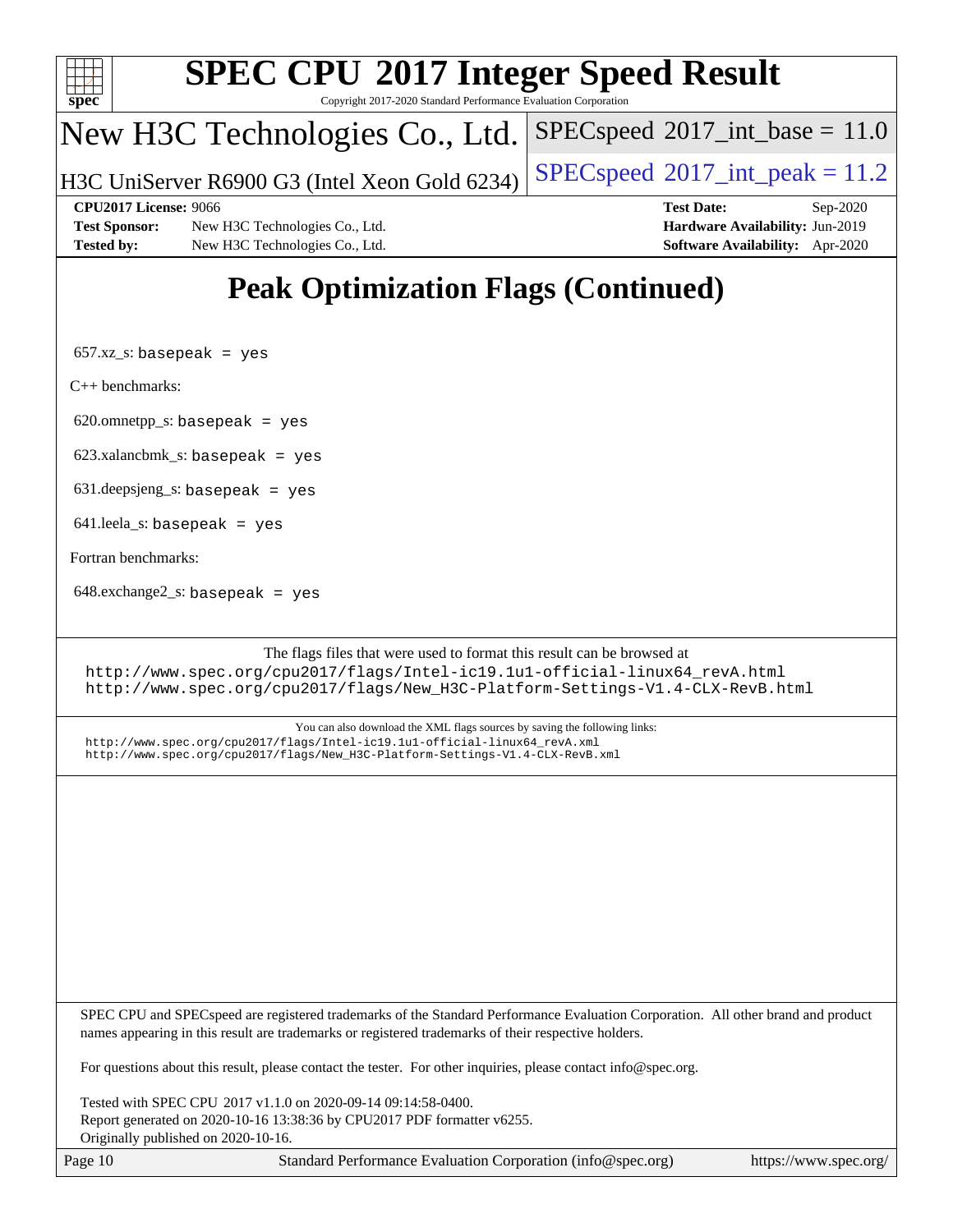# Peak Optimization Flags (Continued)

657.xz_s: basepeak = yes

C++ benchmarks:

620.omnetpp_s: basepeak = yes

623.xalancbmk_s: basepeak = yes

631.deepsjeng_s: basepeak = yes

641.leela_s: basepeak = yes

Fortran benchmarks:

648.exchange2_s: basepeak = yes

The flags files that were used to format this result can be browsed at
http://www.spec.org/cpu2017/flags/Intel-ic19.1u1-official-linux64_revA.html
http://www.spec.org/cpu2017/flags/New_H3C-Platform-Settings-V1.4-CLX-RevB.html

You can also download the XML flags sources by saving the following links:
http://www.spec.org/cpu2017/flags/Intel-ic19.1u1-official-linux64_revA.xml
http://www.spec.org/cpu2017/flags/New_H3C-Platform-Settings-V1.4-CLX-RevB.xml

SPEC CPU and SPECspeed are registered trademarks of the Standard Performance Evaluation Corporation. All other brand and product names appearing in this result are trademarks or registered trademarks of their respective holders.

For questions about this result, please contact the tester. For other inquiries, please contact info@spec.org.

Tested with SPEC CPU 2017 v1.1.0 on 2020-09-14 09:14:58-0400.
Report generated on 2020-10-16 13:38:36 by CPU2017 PDF formatter v6255.
Originally published on 2020-10-16.